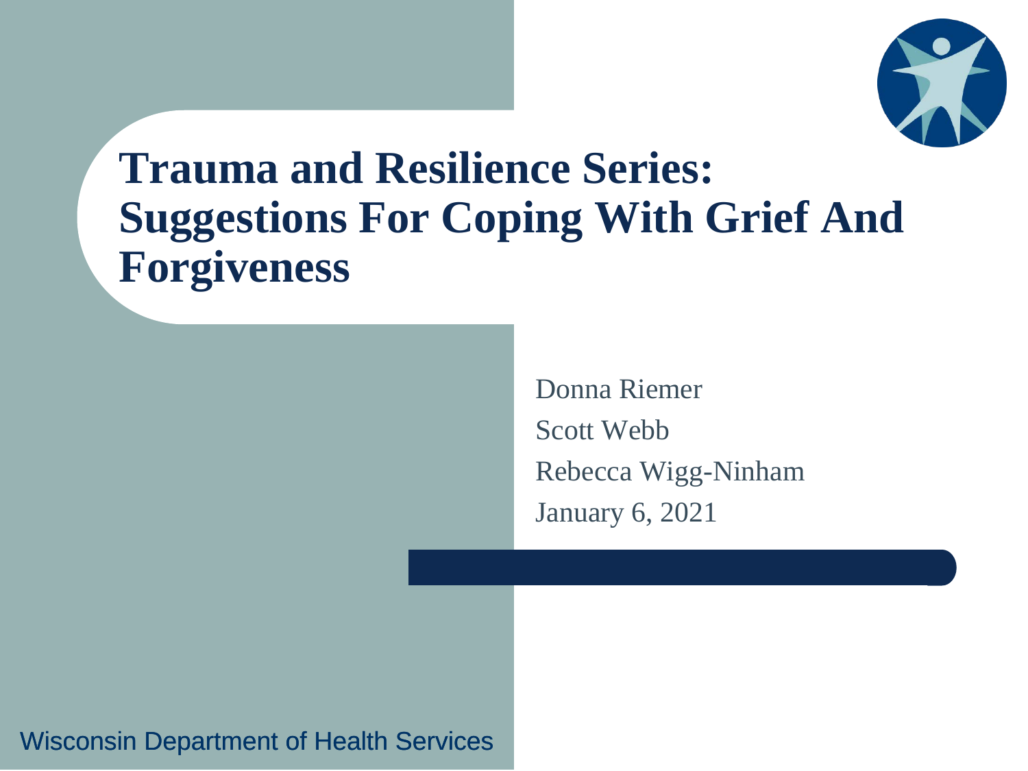# Trauma and Resilience Series: Suggestions For Coping With Grief And Forgiveness

Donna Riemer

Scott Webb

Rebecca Wigg-Ninham

January 6, 2021

Wisconsin Department of Health Services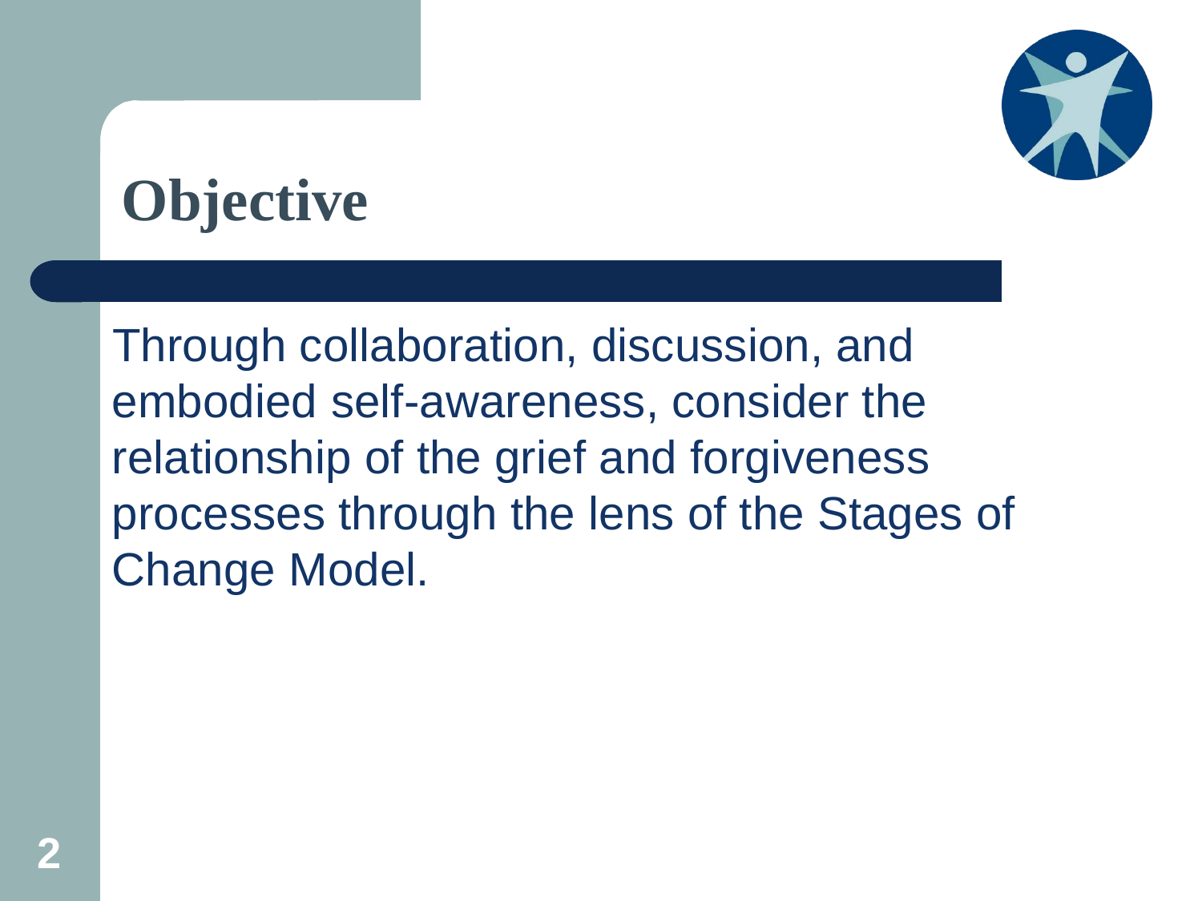# Objective

Through collaboration, discussion, and embodied self-awareness, consider the relationship of the grief and forgiveness processes through the lens of the Stages of Change Model.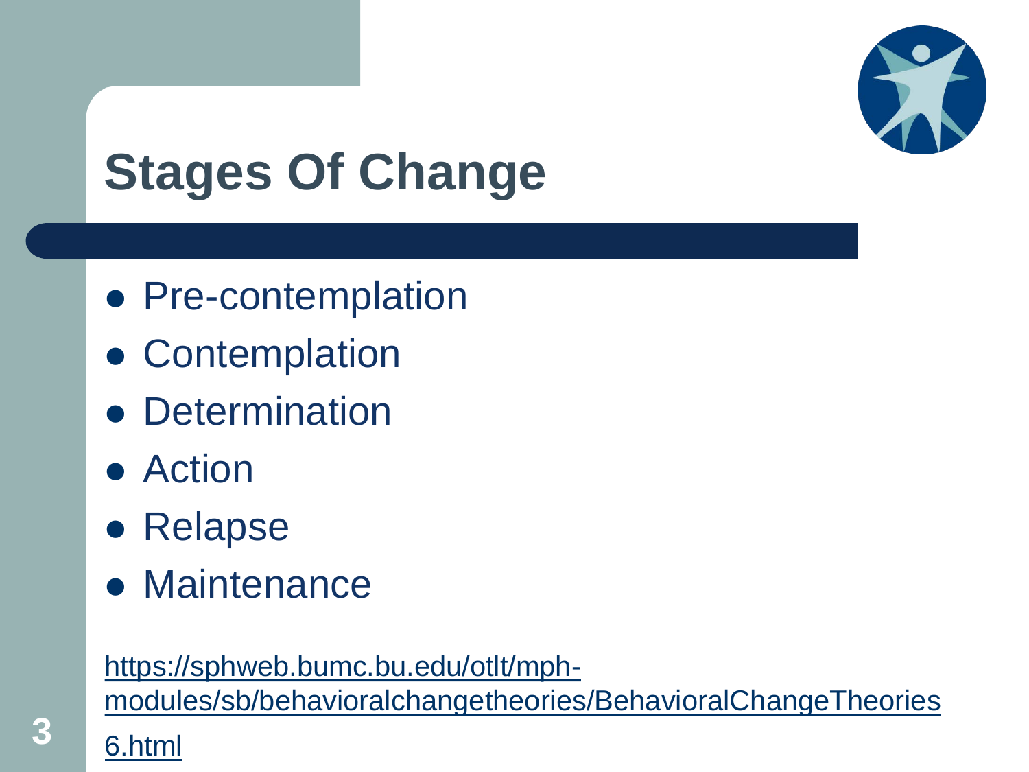# Stages Of Change

- Pre-contemplation
- Contemplation
- Determination
- Action
- Relapse
- Maintenance

https://sphweb.bumc.bu.edu/otlt/mph-modules/sb/behavioralchangetheories/BehavioralChangeTheories6.html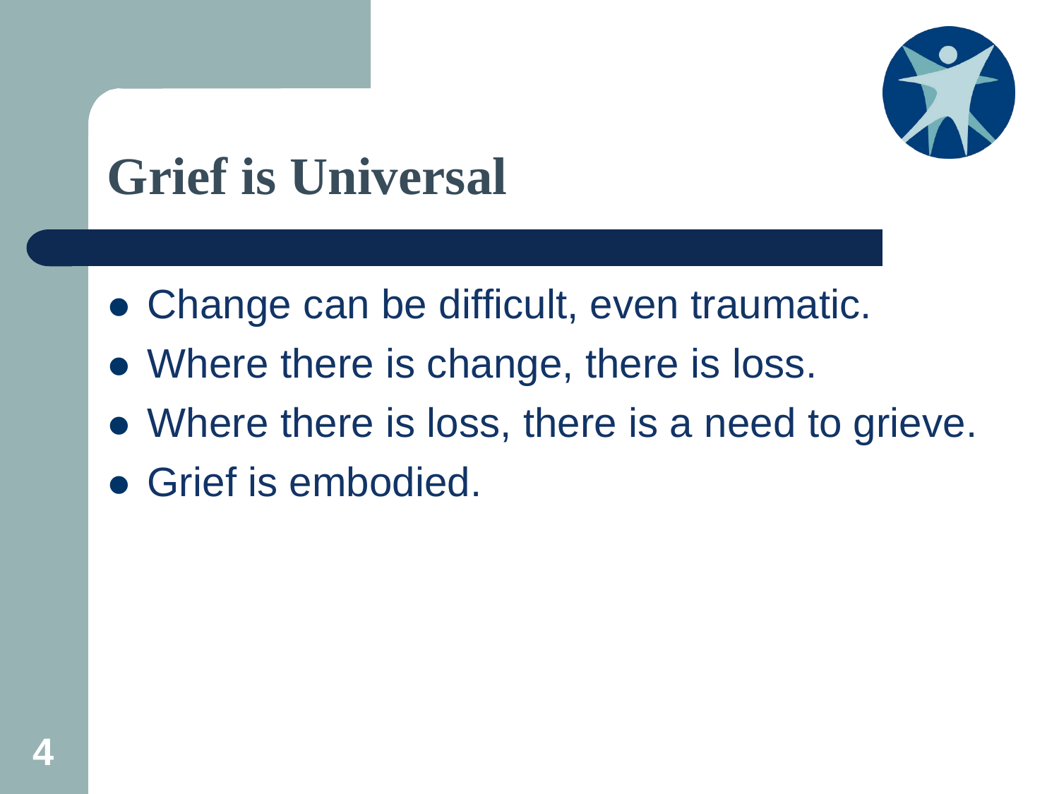# Grief is Universal

- Change can be difficult, even traumatic.
- Where there is change, there is loss.
- Where there is loss, there is a need to grieve.
- Grief is embodied.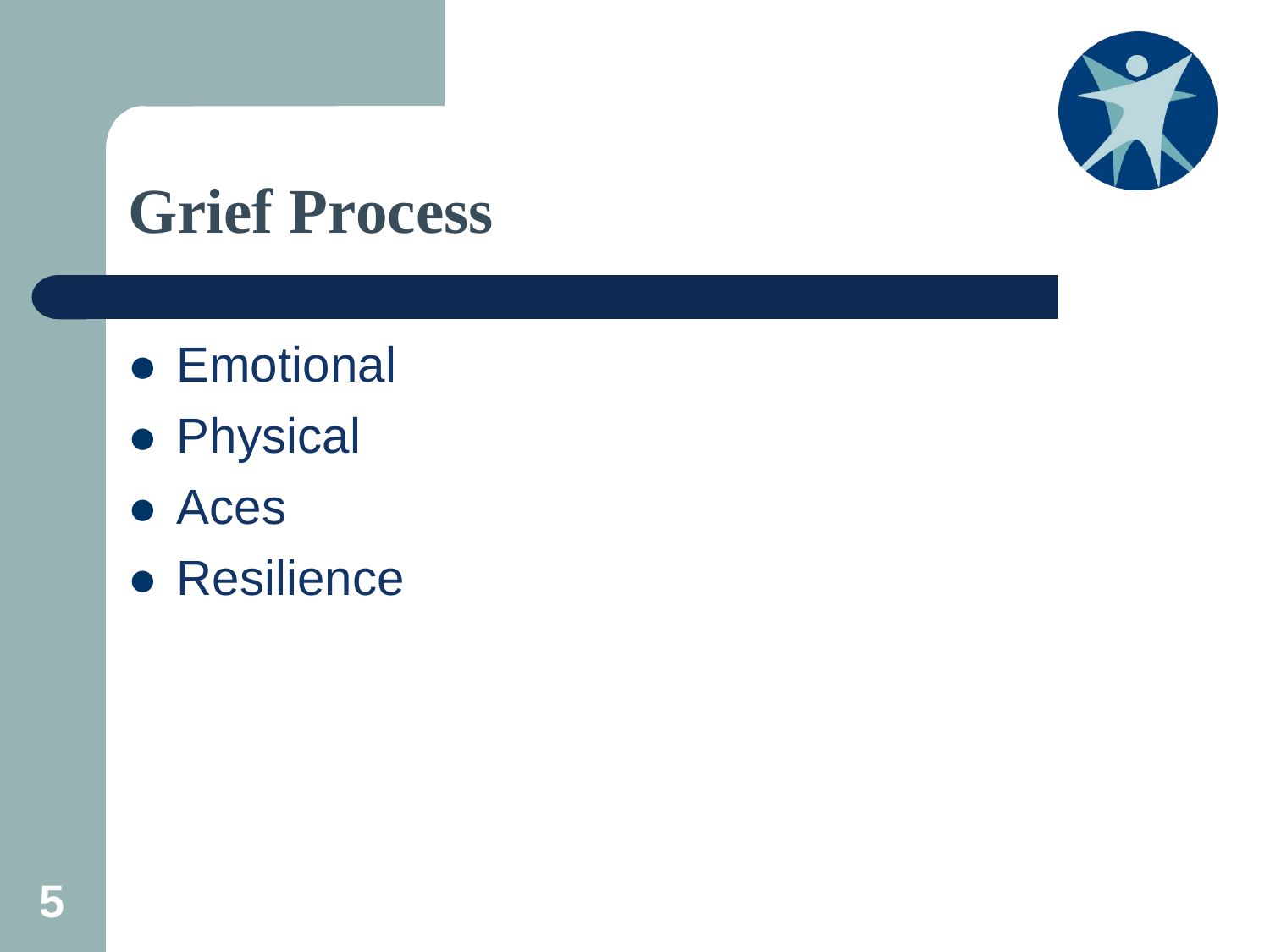# Grief Process

- Emotional
- Physical
- Aces
- Resilience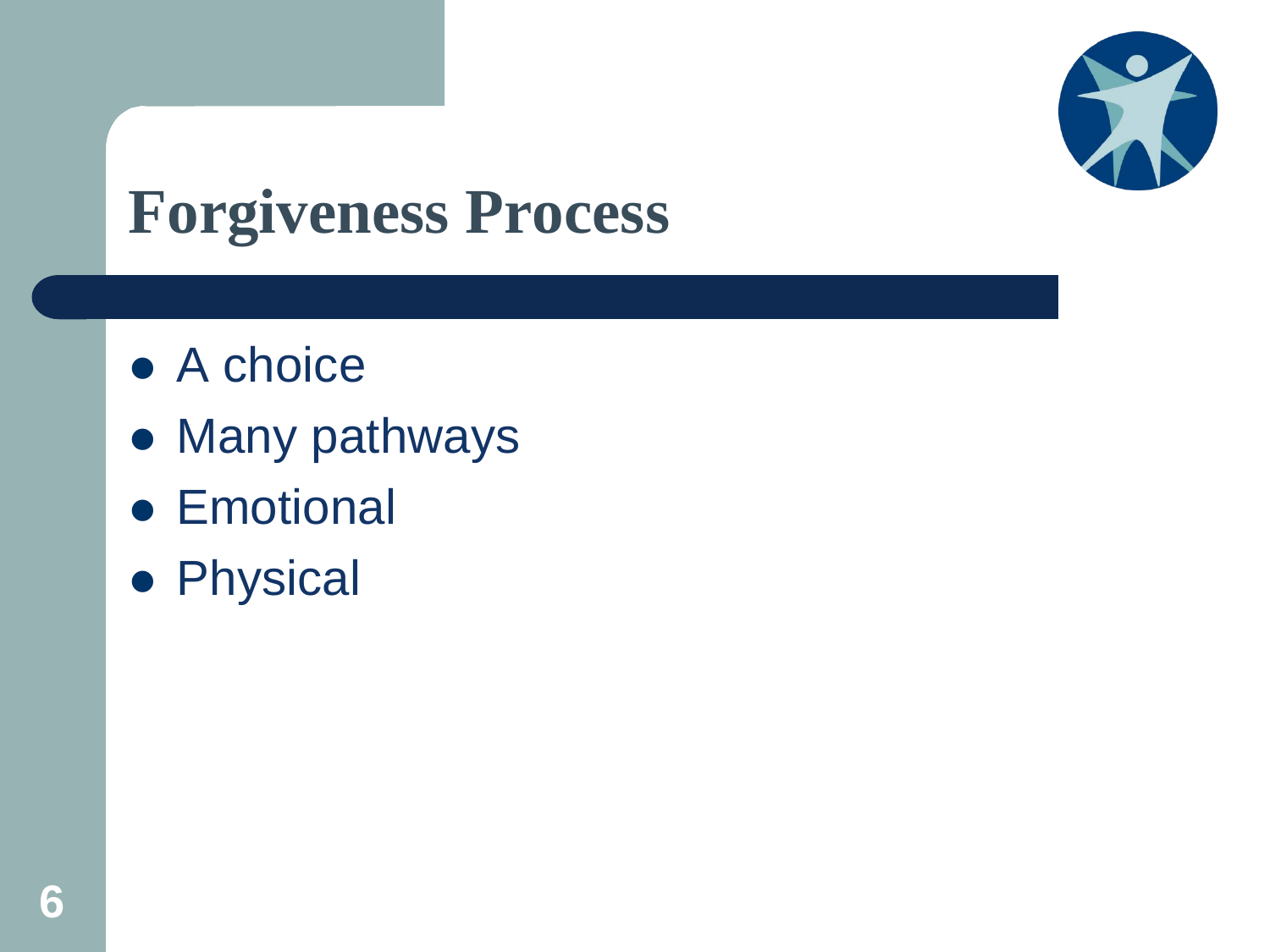# Forgiveness Process

- A choice
- Many pathways
- Emotional
- Physical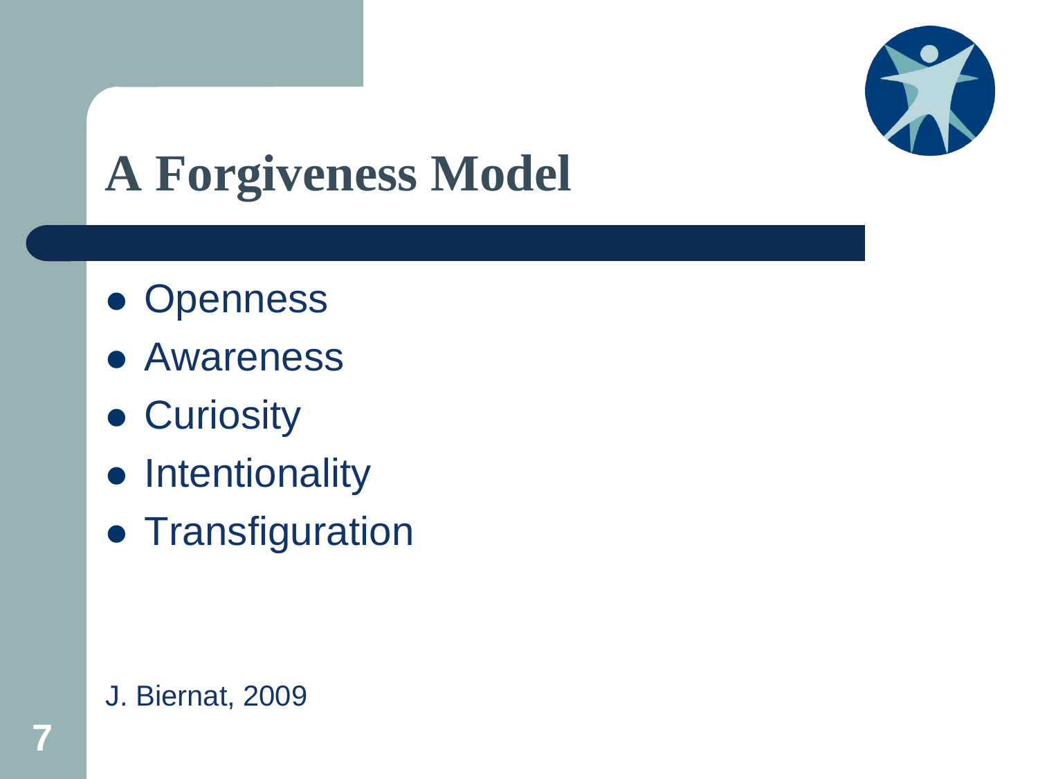# A Forgiveness Model

- Openness
- Awareness
- Curiosity
- Intentionality
- Transfiguration

J. Biernat, 2009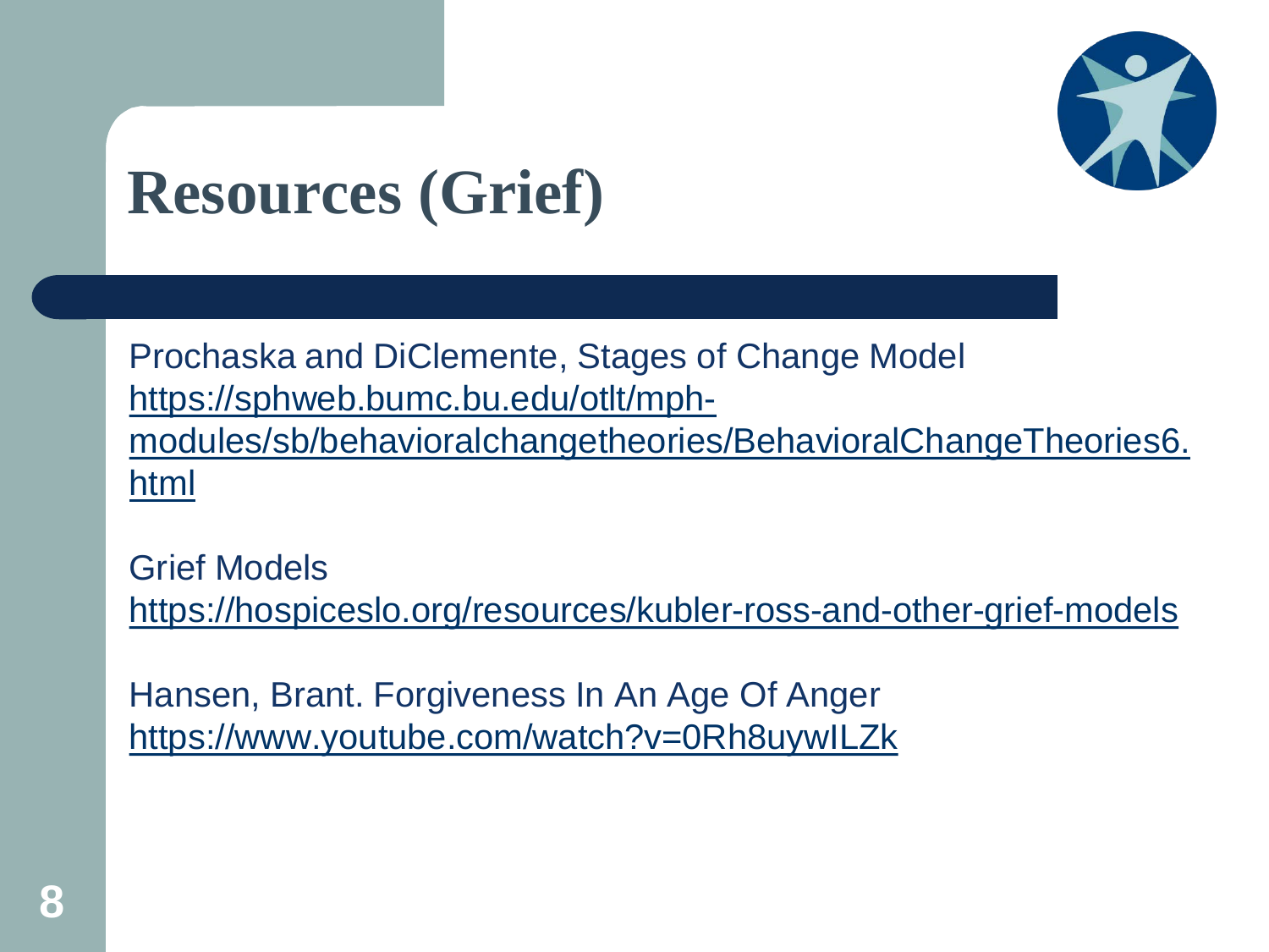# Resources (Grief)

Prochaska and DiClemente, Stages of Change Model
https://sphweb.bumc.bu.edu/otlt/mph-modules/sb/behavioralchangetheories/BehavioralChangeTheories6.html

Grief Models
https://hospiceslo.org/resources/kubler-ross-and-other-grief-models

Hansen, Brant. Forgiveness In An Age Of Anger
https://www.youtube.com/watch?v=0Rh8uywILZk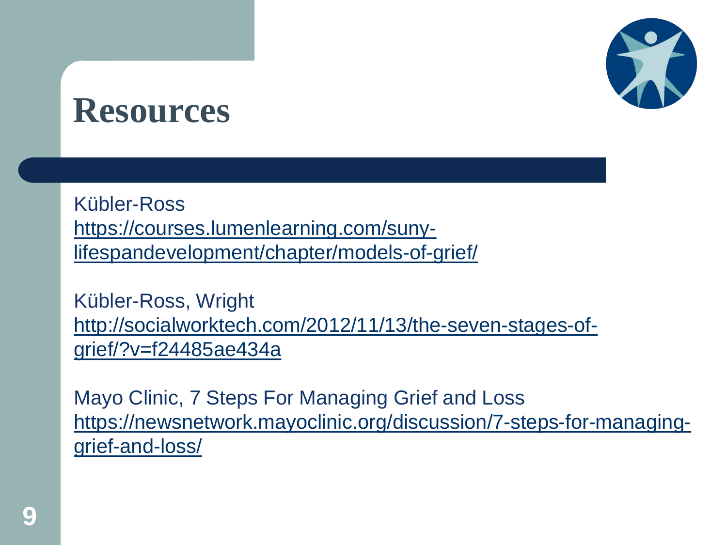# Resources

Kübler-Ross
https://courses.lumenlearning.com/suny-lifespandevelopment/chapter/models-of-grief/

Kübler-Ross, Wright
http://socialworktech.com/2012/11/13/the-seven-stages-of-grief/?v=f24485ae434a

Mayo Clinic, 7 Steps For Managing Grief and Loss
https://newsnetwork.mayoclinic.org/discussion/7-steps-for-managing-grief-and-loss/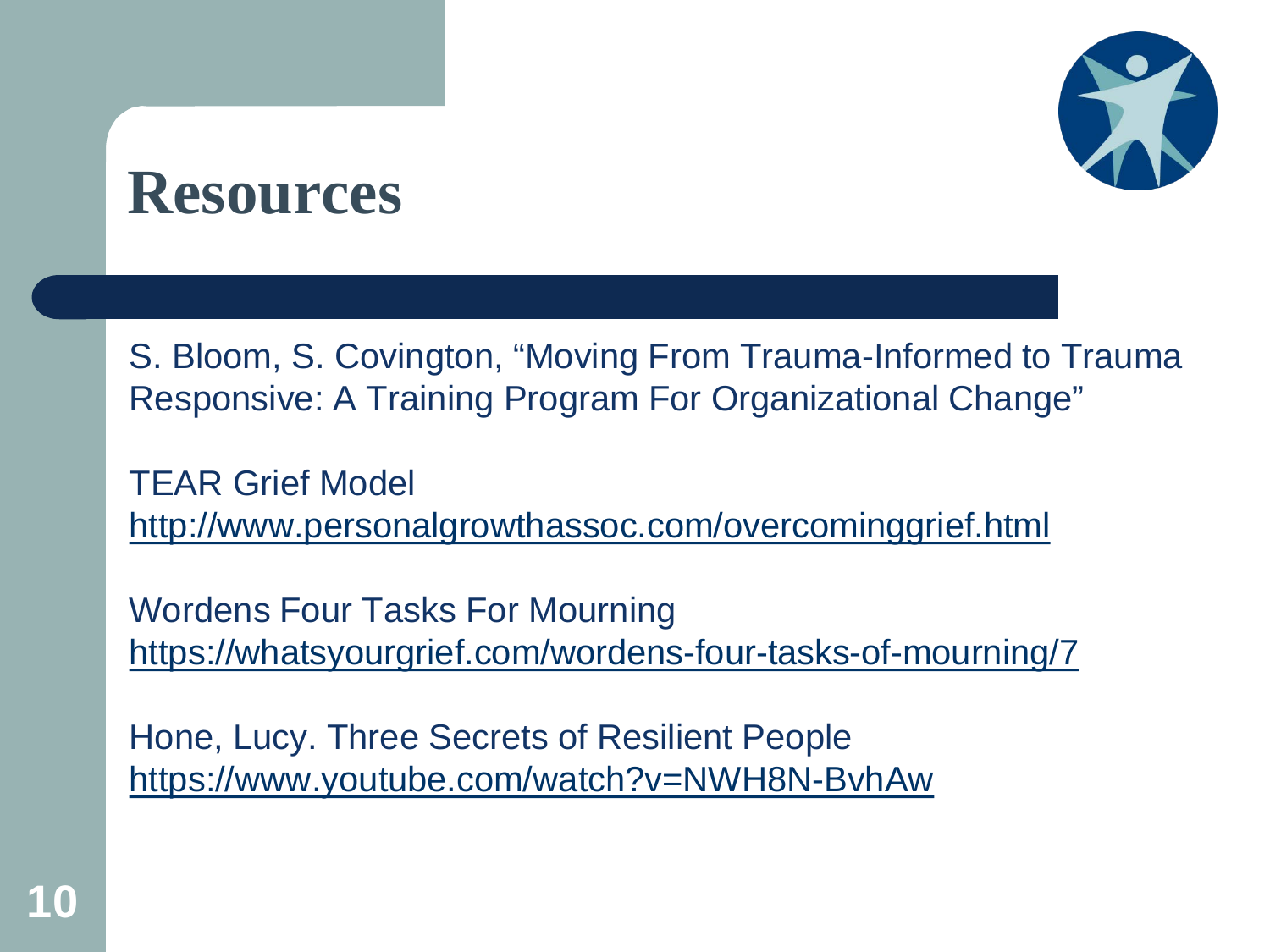# Resources

S. Bloom, S. Covington, "Moving From Trauma-Informed to Trauma Responsive: A Training Program For Organizational Change"

TEAR Grief Model
http://www.personalgrowthassoc.com/overcominggrief.html

Wordens Four Tasks For Mourning
https://whatsyourgrief.com/wordens-four-tasks-of-mourning/7

Hone, Lucy. Three Secrets of Resilient People
https://www.youtube.com/watch?v=NWH8N-BvhAw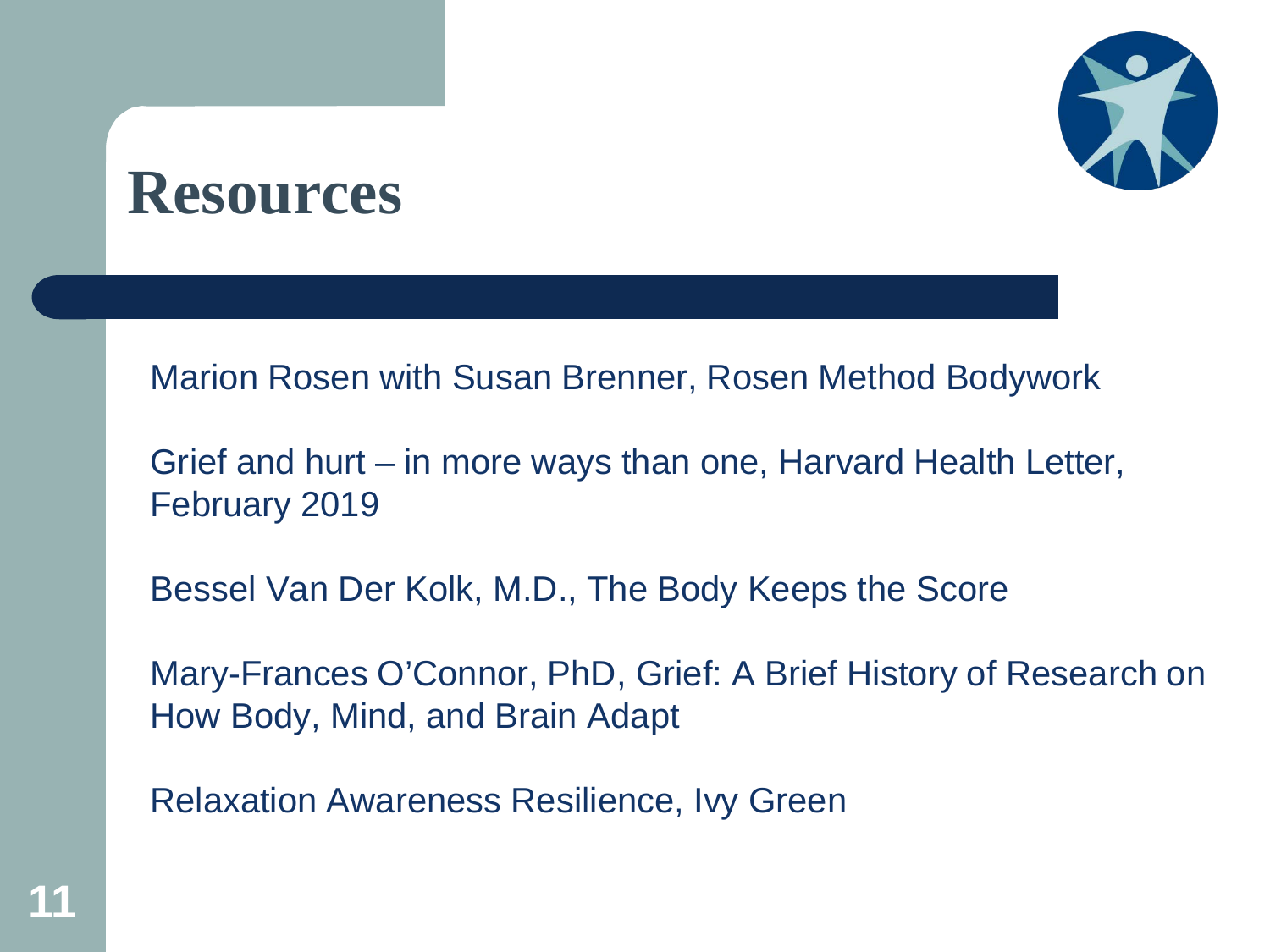# Resources

Marion Rosen with Susan Brenner, Rosen Method Bodywork

Grief and hurt – in more ways than one, Harvard Health Letter, February 2019

Bessel Van Der Kolk, M.D., The Body Keeps the Score

Mary-Frances O'Connor, PhD, Grief: A Brief History of Research on How Body, Mind, and Brain Adapt

Relaxation Awareness Resilience, Ivy Green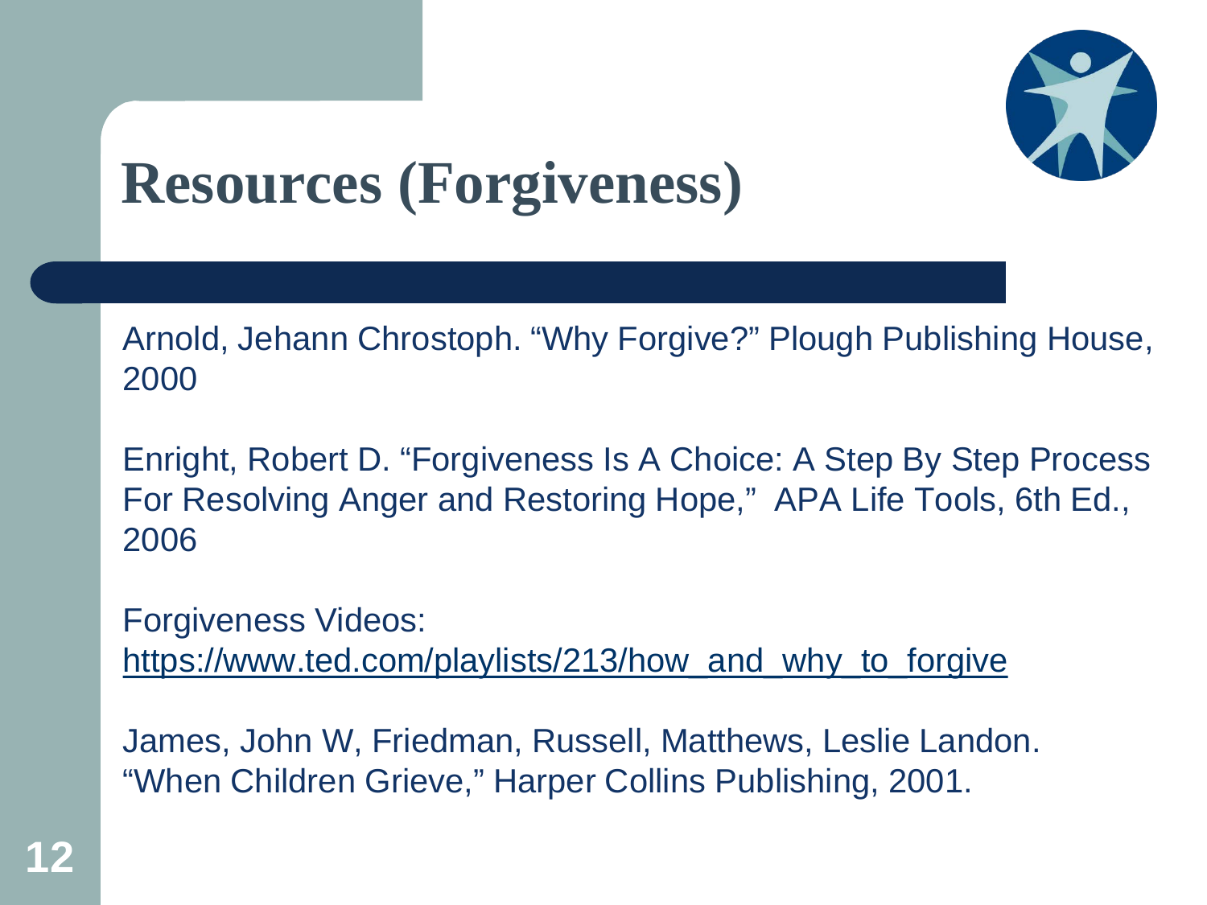# Resources (Forgiveness)

Arnold, Jehann Chrostoph. "Why Forgive?" Plough Publishing House, 2000

Enright, Robert D. "Forgiveness Is A Choice: A Step By Step Process For Resolving Anger and Restoring Hope," APA Life Tools, 6th Ed., 2006

Forgiveness Videos:
https://www.ted.com/playlists/213/how_and_why_to_forgive

James, John W, Friedman, Russell, Matthews, Leslie Landon. "When Children Grieve," Harper Collins Publishing, 2001.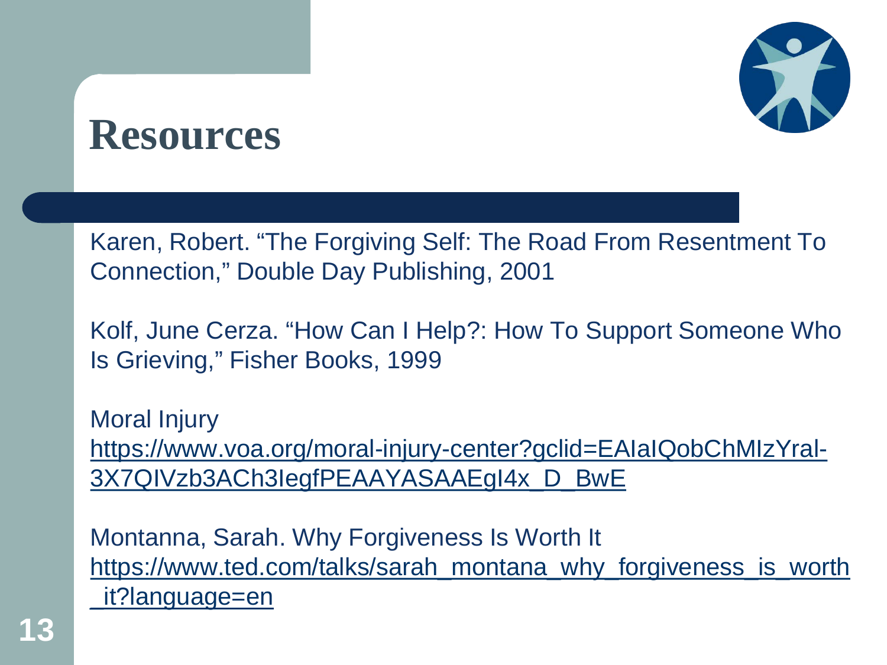# Resources

Karen, Robert. "The Forgiving Self: The Road From Resentment To Connection," Double Day Publishing, 2001

Kolf, June Cerza. "How Can I Help?: How To Support Someone Who Is Grieving," Fisher Books, 1999

Moral Injury
https://www.voa.org/moral-injury-center?gclid=EAIaIQobChMIzYral-3X7QIVzb3ACh3IegfPEAAYASAAEgI4x_D_BwE

Montanna, Sarah. Why Forgiveness Is Worth It
https://www.ted.com/talks/sarah_montana_why_forgiveness_is_worth_it?language=en